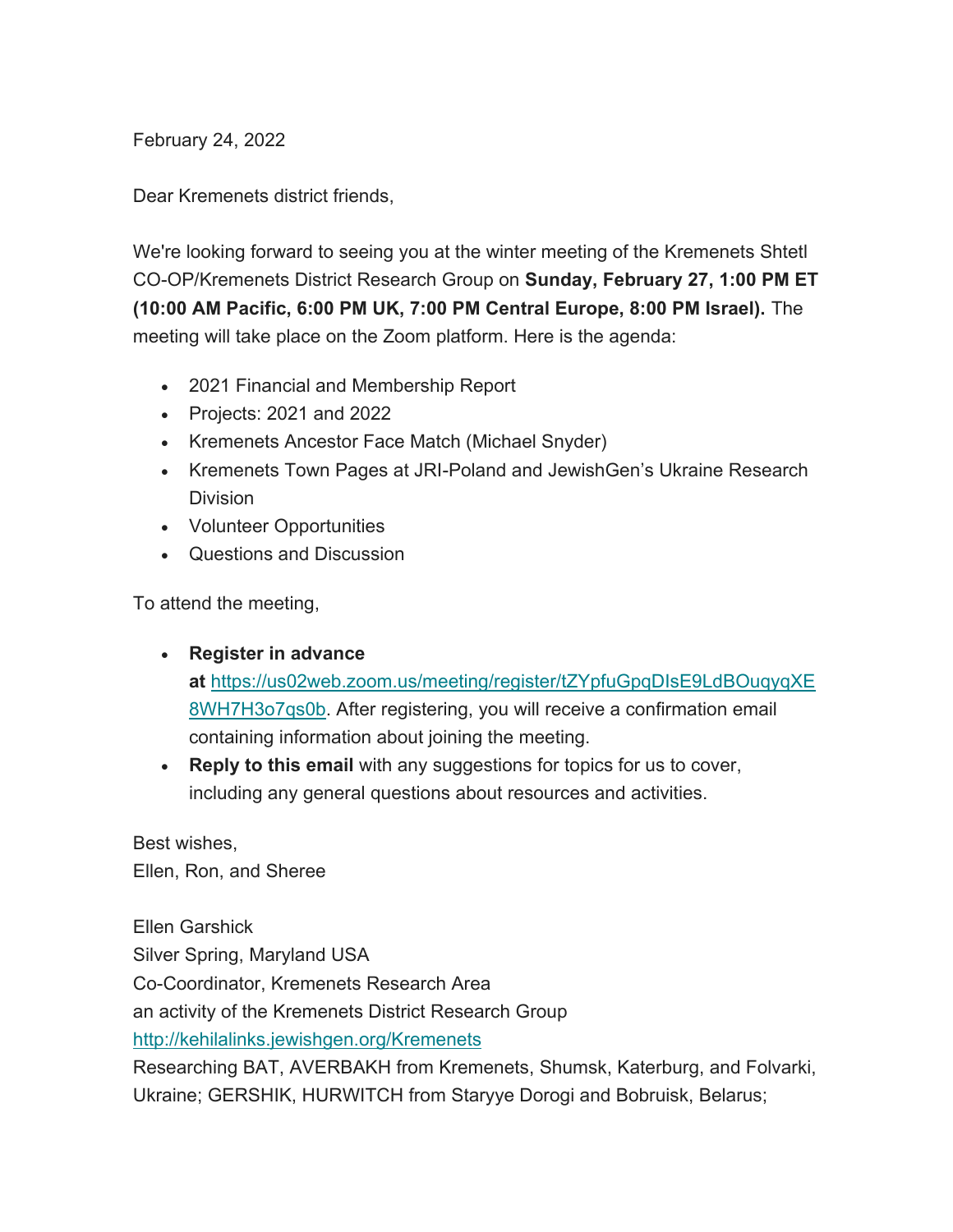February 24, 2022

Dear Kremenets district friends,

We're looking forward to seeing you at the winter meeting of the Kremenets Shtetl CO-OP/Kremenets District Research Group on **Sunday, February 27, 1:00 PM ET (10:00 AM Pacific, 6:00 PM UK, 7:00 PM Central Europe, 8:00 PM Israel).** The meeting will take place on the Zoom platform. Here is the agenda:

- 2021 Financial and Membership Report
- Projects: 2021 and 2022
- Kremenets Ancestor Face Match (Michael Snyder)
- Kremenets Town Pages at JRI-Poland and JewishGen's Ukraine Research Division
- Volunteer Opportunities
- Questions and Discussion

To attend the meeting,

- **Register in advance at** https://us02web.zoom.us/meeting/register/tZYpfuGpqDIsE9LdBOuqyqXE8WH7H3o7qs0b. After registering, you will receive a confirmation email containing information about joining the meeting.
- **Reply to this email** with any suggestions for topics for us to cover, including any general questions about resources and activities.

Best wishes,
Ellen, Ron, and Sheree

Ellen Garshick
Silver Spring, Maryland USA
Co-Coordinator, Kremenets Research Area
an activity of the Kremenets District Research Group
http://kehilalinks.jewishgen.org/Kremenets
Researching BAT, AVERBAKH from Kremenets, Shumsk, Katerburg, and Folvarki, Ukraine; GERSHIK, HURWITCH from Staryye Dorogi and Bobruisk, Belarus;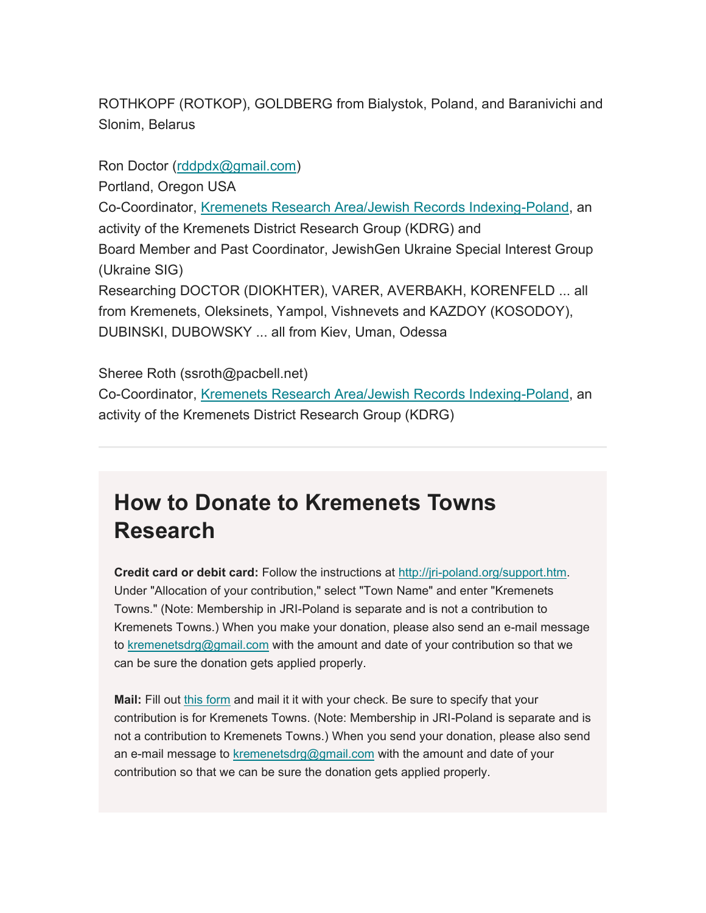ROTHKOPF (ROTKOP), GOLDBERG from Bialystok, Poland, and Baranivichi and Slonim, Belarus

Ron Doctor (rddpdx@gmail.com)
Portland, Oregon USA
Co-Coordinator, Kremenets Research Area/Jewish Records Indexing-Poland, an activity of the Kremenets District Research Group (KDRG) and
Board Member and Past Coordinator, JewishGen Ukraine Special Interest Group (Ukraine SIG)
Researching DOCTOR (DIOKHTER), VARER, AVERBAKH, KORENFELD ... all from Kremenets, Oleksinets, Yampol, Vishnevets and KAZDOY (KOSODOY), DUBINSKI, DUBOWSKY ... all from Kiev, Uman, Odessa

Sheree Roth (ssroth@pacbell.net)
Co-Coordinator, Kremenets Research Area/Jewish Records Indexing-Poland, an activity of the Kremenets District Research Group (KDRG)

---

## How to Donate to Kremenets Towns Research

**Credit card or debit card:** Follow the instructions at http://jri-poland.org/support.htm. Under "Allocation of your contribution," select "Town Name" and enter "Kremenets Towns." (Note: Membership in JRI-Poland is separate and is not a contribution to Kremenets Towns.) When you make your donation, please also send an e-mail message to kremenetsdrg@gmail.com with the amount and date of your contribution so that we can be sure the donation gets applied properly.

**Mail:** Fill out this form and mail it it with your check. Be sure to specify that your contribution is for Kremenets Towns. (Note: Membership in JRI-Poland is separate and is not a contribution to Kremenets Towns.) When you send your donation, please also send an e-mail message to kremenetsdrg@gmail.com with the amount and date of your contribution so that we can be sure the donation gets applied properly.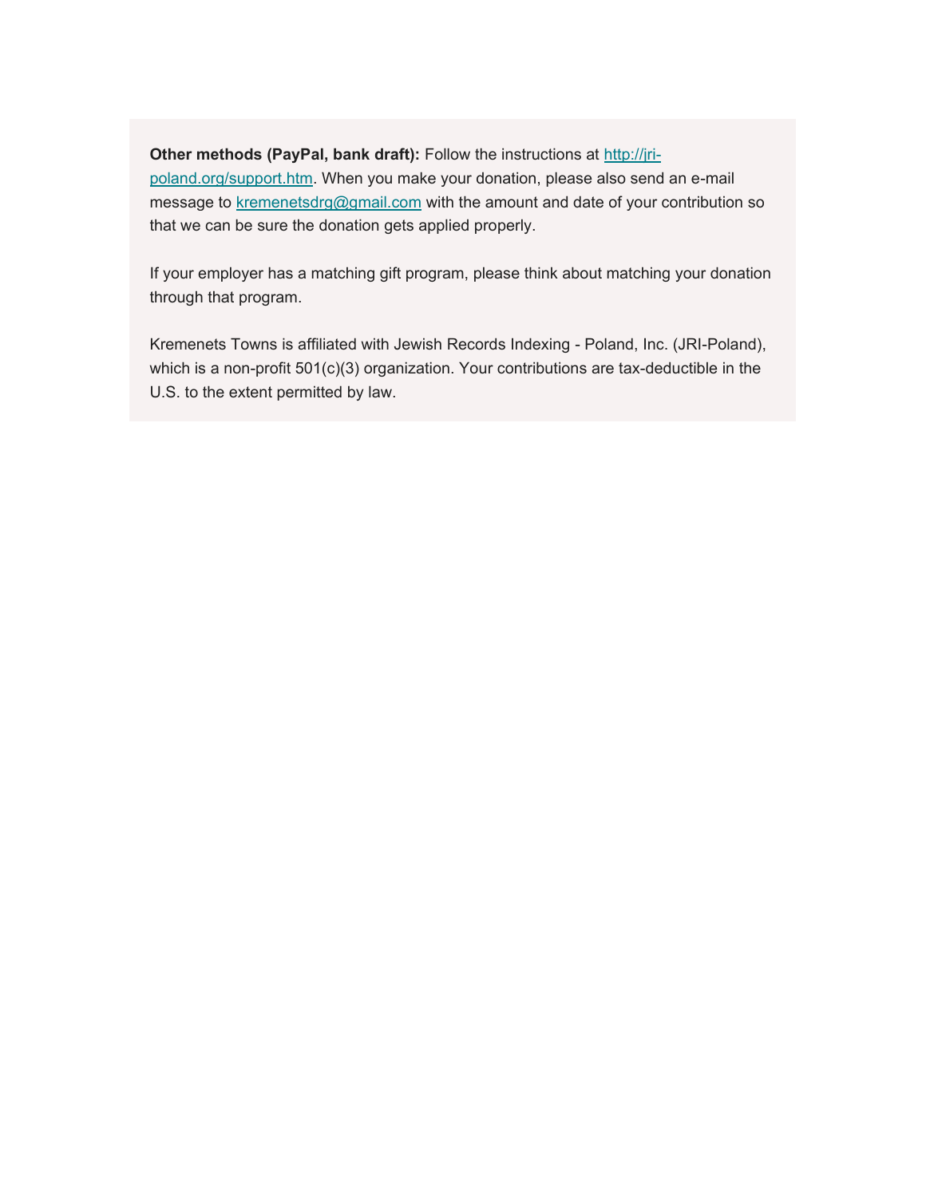**Other methods (PayPal, bank draft):** Follow the instructions at [http://jri-poland.org/support.htm](http://jri-poland.org/support.htm). When you make your donation, please also send an e-mail message to [kremenetsdrg@gmail.com](mailto:kremenetsdrg@gmail.com) with the amount and date of your contribution so that we can be sure the donation gets applied properly.

If your employer has a matching gift program, please think about matching your donation through that program.

Kremenets Towns is affiliated with Jewish Records Indexing - Poland, Inc. (JRI-Poland), which is a non-profit 501(c)(3) organization. Your contributions are tax-deductible in the U.S. to the extent permitted by law.